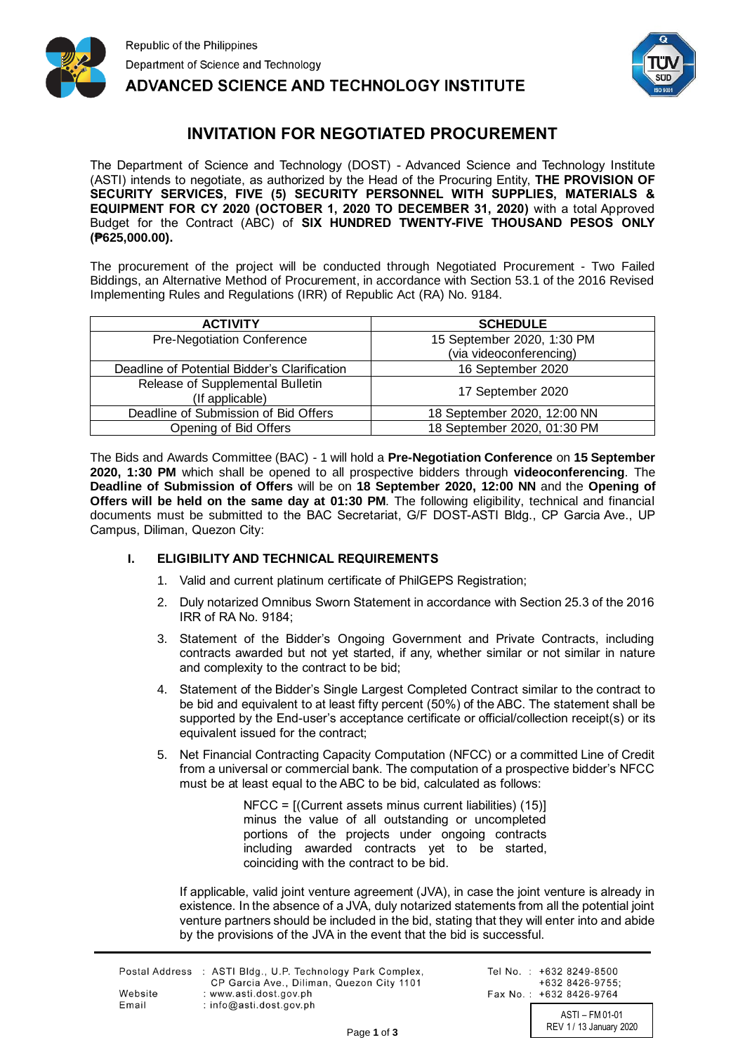Republic of the Philippines
Department of Science and Technology
**ADVANCED SCIENCE AND TECHNOLOGY INSTITUTE**

# INVITATION FOR NEGOTIATED PROCUREMENT

The Department of Science and Technology (DOST) - Advanced Science and Technology Institute (ASTI) intends to negotiate, as authorized by the Head of the Procuring Entity, **THE PROVISION OF SECURITY SERVICES, FIVE (5) SECURITY PERSONNEL WITH SUPPLIES, MATERIALS & EQUIPMENT FOR CY 2020 (OCTOBER 1, 2020 TO DECEMBER 31, 2020)** with a total Approved Budget for the Contract (ABC) of **SIX HUNDRED TWENTY-FIVE THOUSAND PESOS ONLY (₱625,000.00).**

The procurement of the project will be conducted through Negotiated Procurement - Two Failed Biddings, an Alternative Method of Procurement, in accordance with Section 53.1 of the 2016 Revised Implementing Rules and Regulations (IRR) of Republic Act (RA) No. 9184.

| ACTIVITY | SCHEDULE |
| --- | --- |
| Pre-Negotiation Conference | 15 September 2020, 1:30 PM (via videoconferencing) |
| Deadline of Potential Bidder's Clarification | 16 September 2020 |
| Release of Supplemental Bulletin (If applicable) | 17 September 2020 |
| Deadline of Submission of Bid Offers | 18 September 2020, 12:00 NN |
| Opening of Bid Offers | 18 September 2020, 01:30 PM |

The Bids and Awards Committee (BAC) - 1 will hold a **Pre-Negotiation Conference** on **15 September 2020, 1:30 PM** which shall be opened to all prospective bidders through **videoconferencing**. The **Deadline of Submission of Offers** will be on **18 September 2020, 12:00 NN** and the **Opening of Offers will be held on the same day at 01:30 PM**. The following eligibility, technical and financial documents must be submitted to the BAC Secretariat, G/F DOST-ASTI Bldg., CP Garcia Ave., UP Campus, Diliman, Quezon City:

## I. ELIGIBILITY AND TECHNICAL REQUIREMENTS

1. Valid and current platinum certificate of PhilGEPS Registration;
2. Duly notarized Omnibus Sworn Statement in accordance with Section 25.3 of the 2016 IRR of RA No. 9184;
3. Statement of the Bidder's Ongoing Government and Private Contracts, including contracts awarded but not yet started, if any, whether similar or not similar in nature and complexity to the contract to be bid;
4. Statement of the Bidder's Single Largest Completed Contract similar to the contract to be bid and equivalent to at least fifty percent (50%) of the ABC. The statement shall be supported by the End-user's acceptance certificate or official/collection receipt(s) or its equivalent issued for the contract;
5. Net Financial Contracting Capacity Computation (NFCC) or a committed Line of Credit from a universal or commercial bank. The computation of a prospective bidder's NFCC must be at least equal to the ABC to be bid, calculated as follows:

   NFCC = [(Current assets minus current liabilities) (15)] minus the value of all outstanding or uncompleted portions of the projects under ongoing contracts including awarded contracts yet to be started, coinciding with the contract to be bid.

   If applicable, valid joint venture agreement (JVA), in case the joint venture is already in existence. In the absence of a JVA, duly notarized statements from all the potential joint venture partners should be included in the bid, stating that they will enter into and abide by the provisions of the JVA in the event that the bid is successful.

Postal Address : ASTI Bldg., U.P. Technology Park Complex, CP Garcia Ave., Diliman, Quezon City 1101
Website : www.asti.dost.gov.ph
Email : info@asti.dost.gov.ph
Tel No. : +632 8249-8500, +632 8426-9755;
Fax No. : +632 8426-9764

ASTI – FM 01-01
REV 1 / 13 January 2020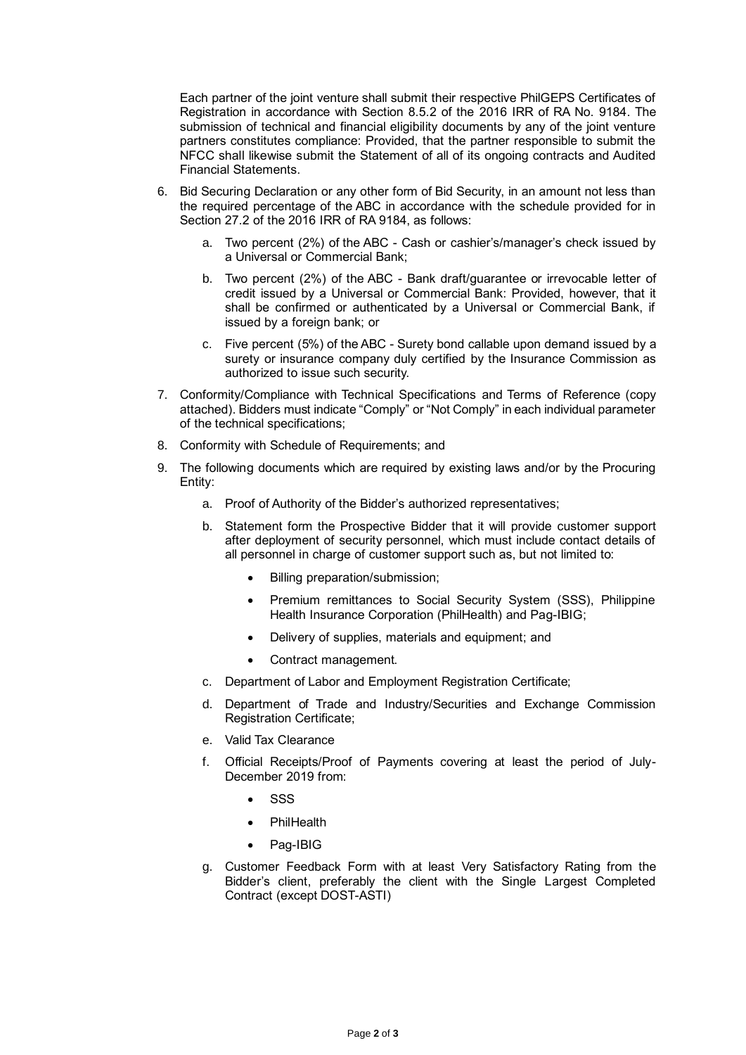Each partner of the joint venture shall submit their respective PhilGEPS Certificates of Registration in accordance with Section 8.5.2 of the 2016 IRR of RA No. 9184. The submission of technical and financial eligibility documents by any of the joint venture partners constitutes compliance: Provided, that the partner responsible to submit the NFCC shall likewise submit the Statement of all of its ongoing contracts and Audited Financial Statements.

6. Bid Securing Declaration or any other form of Bid Security, in an amount not less than the required percentage of the ABC in accordance with the schedule provided for in Section 27.2 of the 2016 IRR of RA 9184, as follows:

    a. Two percent (2%) of the ABC - Cash or cashier's/manager's check issued by a Universal or Commercial Bank;

    b. Two percent (2%) of the ABC - Bank draft/guarantee or irrevocable letter of credit issued by a Universal or Commercial Bank: Provided, however, that it shall be confirmed or authenticated by a Universal or Commercial Bank, if issued by a foreign bank; or

    c. Five percent (5%) of the ABC - Surety bond callable upon demand issued by a surety or insurance company duly certified by the Insurance Commission as authorized to issue such security.

7. Conformity/Compliance with Technical Specifications and Terms of Reference (copy attached). Bidders must indicate "Comply" or "Not Comply" in each individual parameter of the technical specifications;

8. Conformity with Schedule of Requirements; and

9. The following documents which are required by existing laws and/or by the Procuring Entity:

    a. Proof of Authority of the Bidder's authorized representatives;

    b. Statement form the Prospective Bidder that it will provide customer support after deployment of security personnel, which must include contact details of all personnel in charge of customer support such as, but not limited to:

        - Billing preparation/submission;
        - Premium remittances to Social Security System (SSS), Philippine Health Insurance Corporation (PhilHealth) and Pag-IBIG;
        - Delivery of supplies, materials and equipment; and
        - Contract management.

    c. Department of Labor and Employment Registration Certificate;

    d. Department of Trade and Industry/Securities and Exchange Commission Registration Certificate;

    e. Valid Tax Clearance

    f. Official Receipts/Proof of Payments covering at least the period of July-December 2019 from:

        - SSS
        - PhilHealth
        - Pag-IBIG

    g. Customer Feedback Form with at least Very Satisfactory Rating from the Bidder's client, preferably the client with the Single Largest Completed Contract (except DOST-ASTI)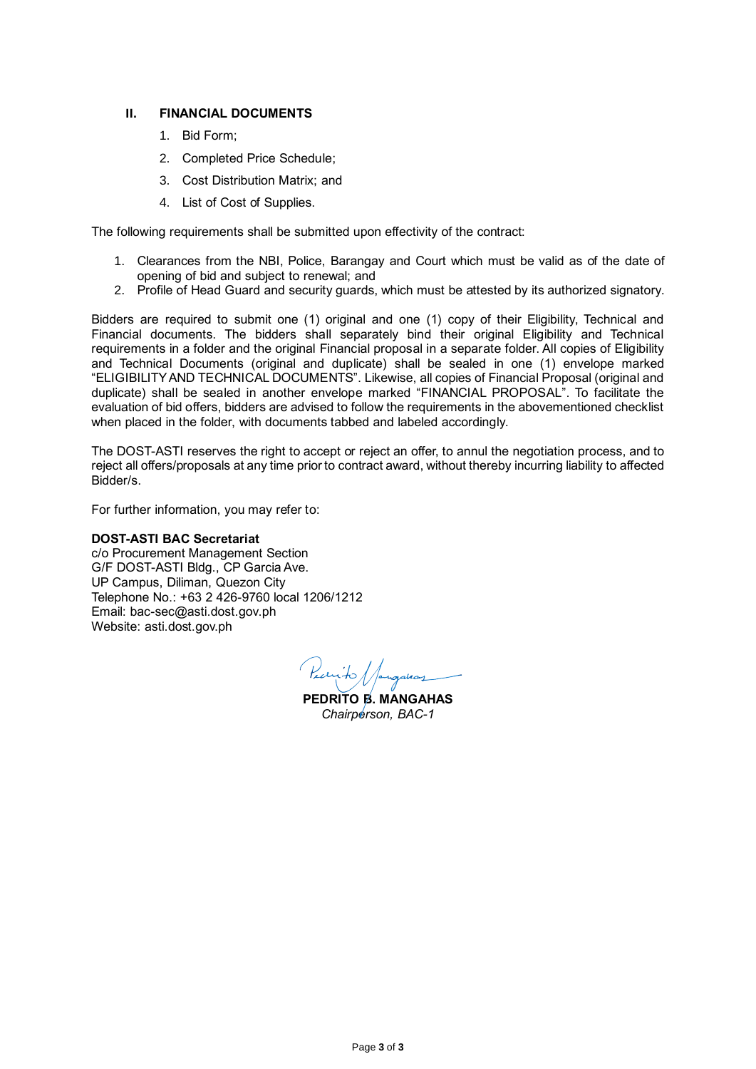## II. FINANCIAL DOCUMENTS

1. Bid Form;
2. Completed Price Schedule;
3. Cost Distribution Matrix; and
4. List of Cost of Supplies.

The following requirements shall be submitted upon effectivity of the contract:

1. Clearances from the NBI, Police, Barangay and Court which must be valid as of the date of opening of bid and subject to renewal; and
2. Profile of Head Guard and security guards, which must be attested by its authorized signatory.

Bidders are required to submit one (1) original and one (1) copy of their Eligibility, Technical and Financial documents. The bidders shall separately bind their original Eligibility and Technical requirements in a folder and the original Financial proposal in a separate folder. All copies of Eligibility and Technical Documents (original and duplicate) shall be sealed in one (1) envelope marked "ELIGIBILITY AND TECHNICAL DOCUMENTS". Likewise, all copies of Financial Proposal (original and duplicate) shall be sealed in another envelope marked "FINANCIAL PROPOSAL". To facilitate the evaluation of bid offers, bidders are advised to follow the requirements in the abovementioned checklist when placed in the folder, with documents tabbed and labeled accordingly.

The DOST-ASTI reserves the right to accept or reject an offer, to annul the negotiation process, and to reject all offers/proposals at any time prior to contract award, without thereby incurring liability to affected Bidder/s.

For further information, you may refer to:

**DOST-ASTI BAC Secretariat**
c/o Procurement Management Section
G/F DOST-ASTI Bldg., CP Garcia Ave.
UP Campus, Diliman, Quezon City
Telephone No.: +63 2 426-9760 local 1206/1212
Email: bac-sec@asti.dost.gov.ph
Website: asti.dost.gov.ph

**PEDRITO B. MANGAHAS**
*Chairperson, BAC-1*